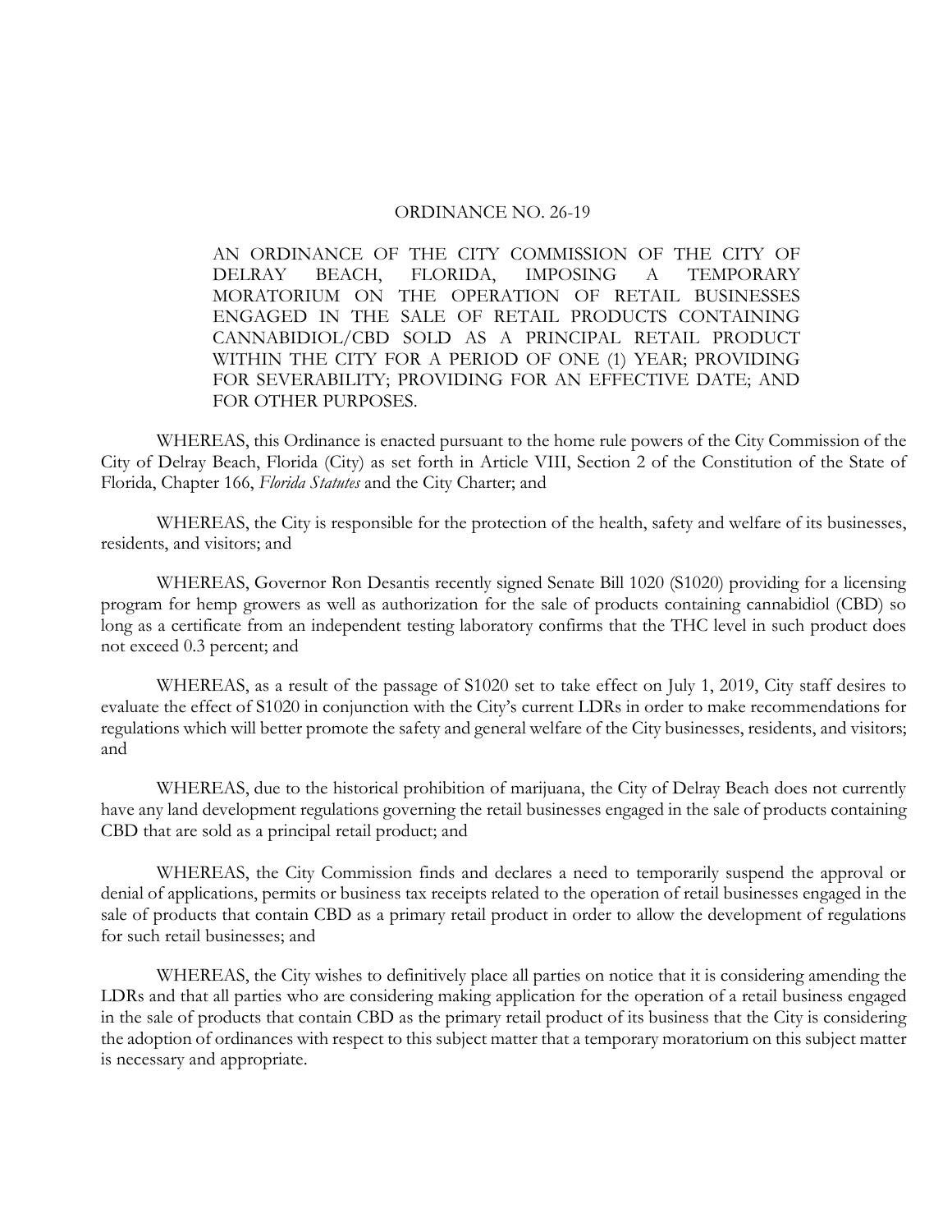ORDINANCE NO. 26-19

AN ORDINANCE OF THE CITY COMMISSION OF THE CITY OF DELRAY BEACH, FLORIDA, IMPOSING A TEMPORARY MORATORIUM ON THE OPERATION OF RETAIL BUSINESSES ENGAGED IN THE SALE OF RETAIL PRODUCTS CONTAINING CANNABIDIOL/CBD SOLD AS A PRINCIPAL RETAIL PRODUCT WITHIN THE CITY FOR A PERIOD OF ONE (1) YEAR; PROVIDING FOR SEVERABILITY; PROVIDING FOR AN EFFECTIVE DATE; AND FOR OTHER PURPOSES.

WHEREAS, this Ordinance is enacted pursuant to the home rule powers of the City Commission of the City of Delray Beach, Florida (City) as set forth in Article VIII, Section 2 of the Constitution of the State of Florida, Chapter 166, *Florida Statutes* and the City Charter; and

WHEREAS, the City is responsible for the protection of the health, safety and welfare of its businesses, residents, and visitors; and

WHEREAS, Governor Ron Desantis recently signed Senate Bill 1020 (S1020) providing for a licensing program for hemp growers as well as authorization for the sale of products containing cannabidiol (CBD) so long as a certificate from an independent testing laboratory confirms that the THC level in such product does not exceed 0.3 percent; and

WHEREAS, as a result of the passage of S1020 set to take effect on July 1, 2019, City staff desires to evaluate the effect of S1020 in conjunction with the City's current LDRs in order to make recommendations for regulations which will better promote the safety and general welfare of the City businesses, residents, and visitors; and

WHEREAS, due to the historical prohibition of marijuana, the City of Delray Beach does not currently have any land development regulations governing the retail businesses engaged in the sale of products containing CBD that are sold as a principal retail product; and

WHEREAS, the City Commission finds and declares a need to temporarily suspend the approval or denial of applications, permits or business tax receipts related to the operation of retail businesses engaged in the sale of products that contain CBD as a primary retail product in order to allow the development of regulations for such retail businesses; and

WHEREAS, the City wishes to definitively place all parties on notice that it is considering amending the LDRs and that all parties who are considering making application for the operation of a retail business engaged in the sale of products that contain CBD as the primary retail product of its business that the City is considering the adoption of ordinances with respect to this subject matter that a temporary moratorium on this subject matter is necessary and appropriate.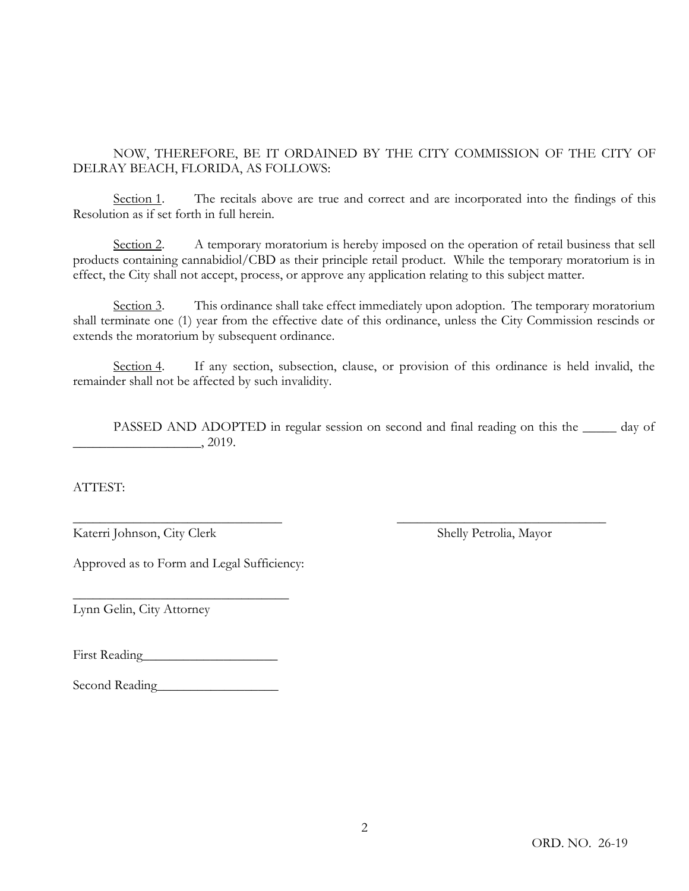NOW, THEREFORE, BE IT ORDAINED BY THE CITY COMMISSION OF THE CITY OF DELRAY BEACH, FLORIDA, AS FOLLOWS:

Section 1. The recitals above are true and correct and are incorporated into the findings of this Resolution as if set forth in full herein.

Section 2. A temporary moratorium is hereby imposed on the operation of retail business that sell products containing cannabidiol/CBD as their principle retail product. While the temporary moratorium is in effect, the City shall not accept, process, or approve any application relating to this subject matter.

Section 3. This ordinance shall take effect immediately upon adoption. The temporary moratorium shall terminate one (1) year from the effective date of this ordinance, unless the City Commission rescinds or extends the moratorium by subsequent ordinance.

Section 4. If any section, subsection, clause, or provision of this ordinance is held invalid, the remainder shall not be affected by such invalidity.

PASSED AND ADOPTED in regular session on second and final reading on this the _____ day of ___________________, 2019.

ATTEST:

_______________________________
Katerri Johnson, City Clerk

_______________________________
Shelly Petrolia, Mayor

Approved as to Form and Legal Sufficiency:

_______________________________
Lynn Gelin, City Attorney

First Reading____________________

Second Reading__________________

ORD. NO. 26-19